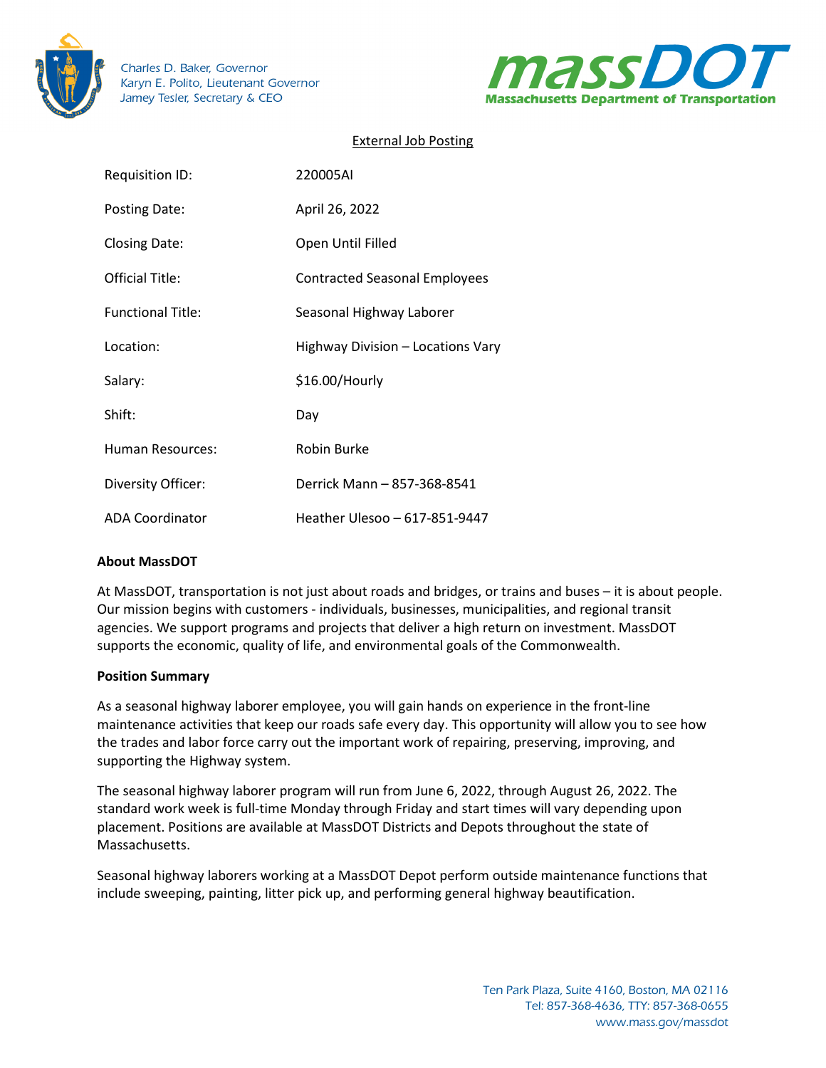Charles D. Baker, Governor
Karyn E. Polito, Lieutenant Governor
Jamey Tesler, Secretary & CEO

**massDOT**
**Massachusetts Department of Transportation**

External Job Posting

| | |
|---|---|
| Requisition ID: | 220005AI |
| Posting Date: | April 26, 2022 |
| Closing Date: | Open Until Filled |
| Official Title: | Contracted Seasonal Employees |
| Functional Title: | Seasonal Highway Laborer |
| Location: | Highway Division – Locations Vary |
| Salary: | $16.00/Hourly |
| Shift: | Day |
| Human Resources: | Robin Burke |
| Diversity Officer: | Derrick Mann – 857-368-8541 |
| ADA Coordinator | Heather Ulesoo – 617-851-9447 |

**About MassDOT**

At MassDOT, transportation is not just about roads and bridges, or trains and buses – it is about people. Our mission begins with customers - individuals, businesses, municipalities, and regional transit agencies. We support programs and projects that deliver a high return on investment. MassDOT supports the economic, quality of life, and environmental goals of the Commonwealth.

**Position Summary**

As a seasonal highway laborer employee, you will gain hands on experience in the front-line maintenance activities that keep our roads safe every day. This opportunity will allow you to see how the trades and labor force carry out the important work of repairing, preserving, improving, and supporting the Highway system.

The seasonal highway laborer program will run from June 6, 2022, through August 26, 2022. The standard work week is full-time Monday through Friday and start times will vary depending upon placement. Positions are available at MassDOT Districts and Depots throughout the state of Massachusetts.

Seasonal highway laborers working at a MassDOT Depot perform outside maintenance functions that include sweeping, painting, litter pick up, and performing general highway beautification.

Ten Park Plaza, Suite 4160, Boston, MA 02116
Tel: 857-368-4636, TTY: 857-368-0655
www.mass.gov/massdot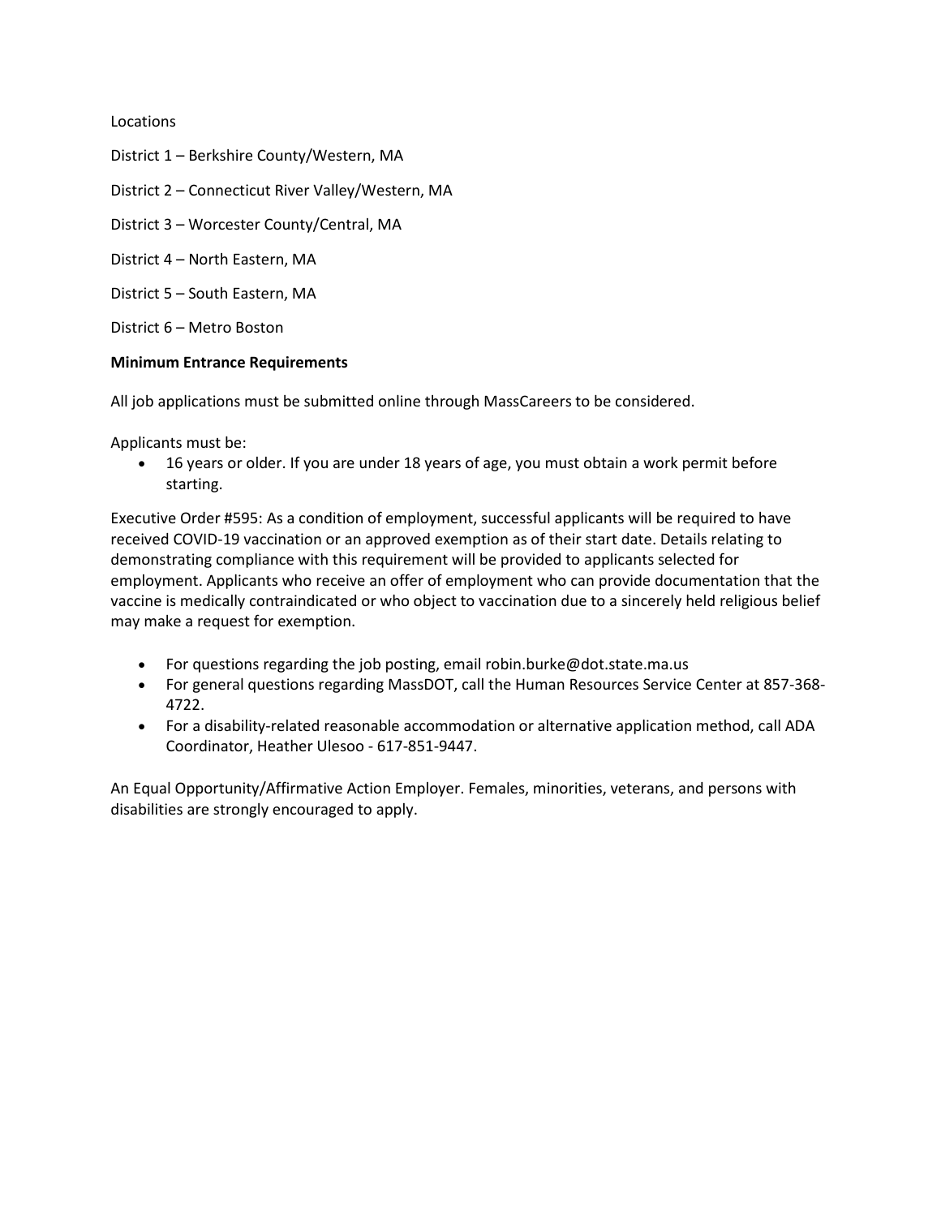Locations

District 1 – Berkshire County/Western, MA

District 2 – Connecticut River Valley/Western, MA

District 3 – Worcester County/Central, MA

District 4 – North Eastern, MA

District 5 – South Eastern, MA

District 6 – Metro Boston

**Minimum Entrance Requirements**

All job applications must be submitted online through MassCareers to be considered.

Applicants must be:

- 16 years or older. If you are under 18 years of age, you must obtain a work permit before starting.

Executive Order #595: As a condition of employment, successful applicants will be required to have received COVID-19 vaccination or an approved exemption as of their start date. Details relating to demonstrating compliance with this requirement will be provided to applicants selected for employment. Applicants who receive an offer of employment who can provide documentation that the vaccine is medically contraindicated or who object to vaccination due to a sincerely held religious belief may make a request for exemption.

- For questions regarding the job posting, email robin.burke@dot.state.ma.us
- For general questions regarding MassDOT, call the Human Resources Service Center at 857-368-4722.
- For a disability-related reasonable accommodation or alternative application method, call ADA Coordinator, Heather Ulesoo - 617-851-9447.

An Equal Opportunity/Affirmative Action Employer. Females, minorities, veterans, and persons with disabilities are strongly encouraged to apply.